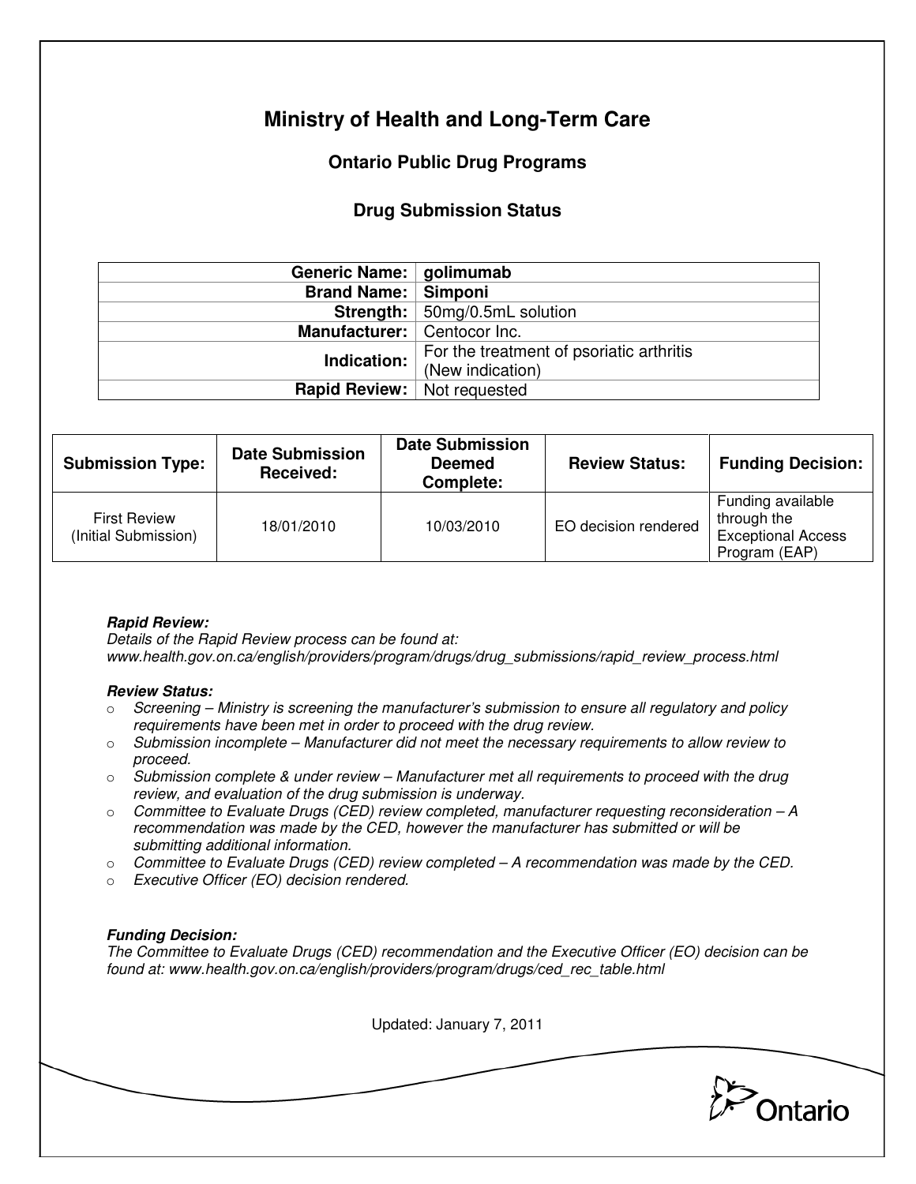# Ministry of Health and Long-Term Care

## Ontario Public Drug Programs

### Drug Submission Status

| | |
|---|---|
| **Generic Name:** | **golimumab** |
| **Brand Name:** | **Simponi** |
| **Strength:** | 50mg/0.5mL solution |
| **Manufacturer:** | Centocor Inc. |
| **Indication:** | For the treatment of psoriatic arthritis (New indication) |
| **Rapid Review:** | Not requested |

| Submission Type: | Date Submission Received: | Date Submission Deemed Complete: | Review Status: | Funding Decision: |
|---|---|---|---|---|
| First Review (Initial Submission) | 18/01/2010 | 10/03/2010 | EO decision rendered | Funding available through the Exceptional Access Program (EAP) |

***Rapid Review:***
*Details of the Rapid Review process can be found at:*
*www.health.gov.on.ca/english/providers/program/drugs/drug_submissions/rapid_review_process.html*

***Review Status:***

- *Screening – Ministry is screening the manufacturer's submission to ensure all regulatory and policy requirements have been met in order to proceed with the drug review.*
- *Submission incomplete – Manufacturer did not meet the necessary requirements to allow review to proceed.*
- *Submission complete & under review – Manufacturer met all requirements to proceed with the drug review, and evaluation of the drug submission is underway.*
- *Committee to Evaluate Drugs (CED) review completed, manufacturer requesting reconsideration – A recommendation was made by the CED, however the manufacturer has submitted or will be submitting additional information.*
- *Committee to Evaluate Drugs (CED) review completed – A recommendation was made by the CED.*
- *Executive Officer (EO) decision rendered.*

***Funding Decision:***
*The Committee to Evaluate Drugs (CED) recommendation and the Executive Officer (EO) decision can be found at: www.health.gov.on.ca/english/providers/program/drugs/ced_rec_table.html*

Updated: January 7, 2011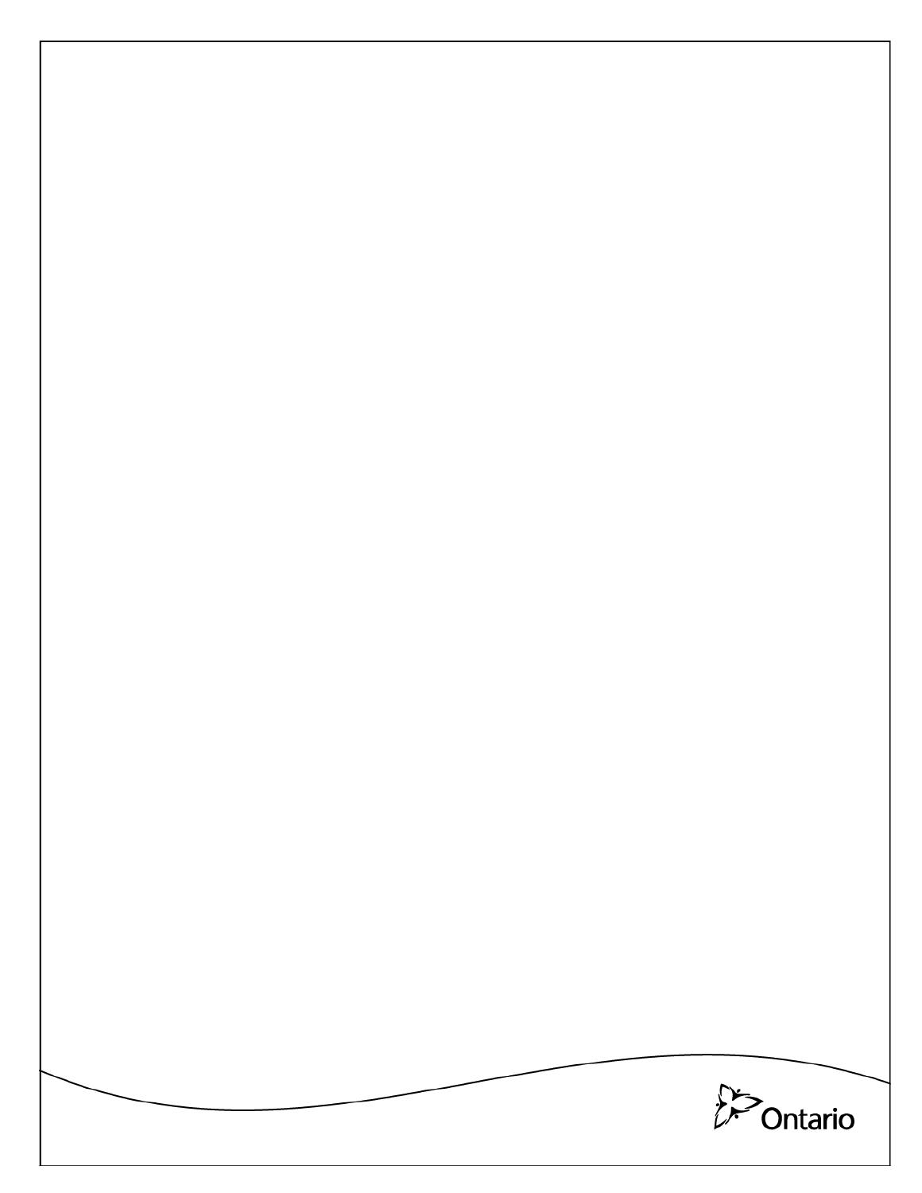Ontario